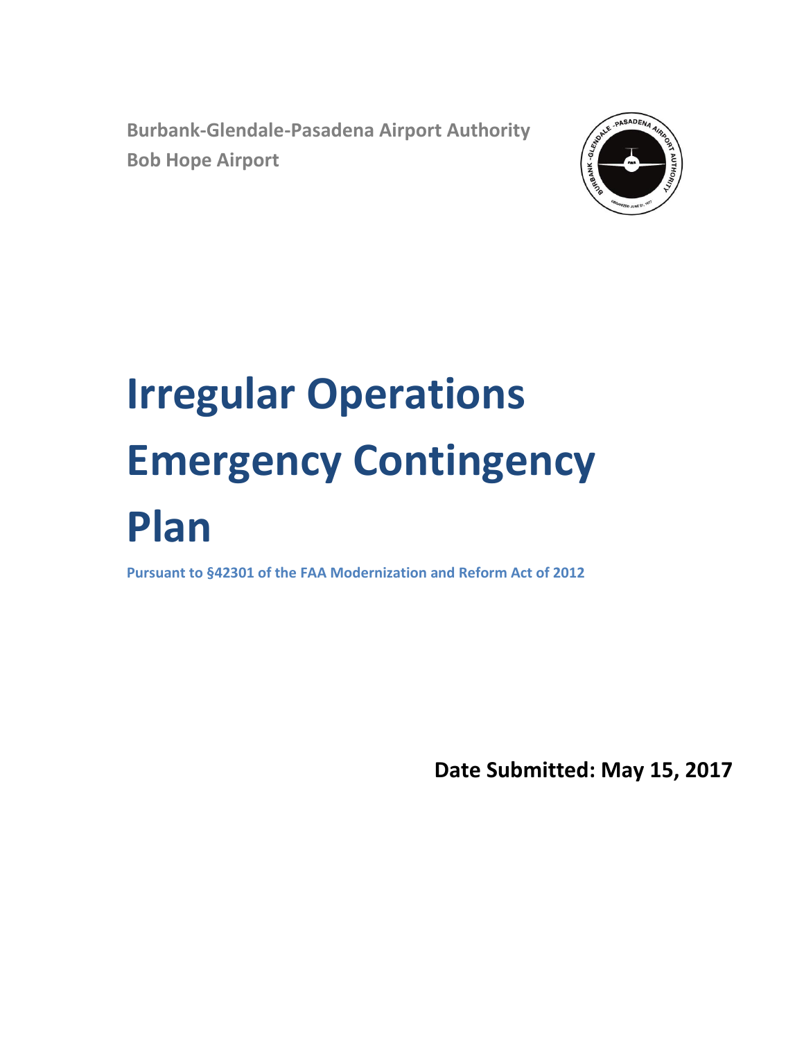**Burbank-Glendale-Pasadena Airport Authority**
**Bob Hope Airport**

# Irregular Operations Emergency Contingency Plan

**Pursuant to §42301 of the FAA Modernization and Reform Act of 2012**

**Date Submitted: May 15, 2017**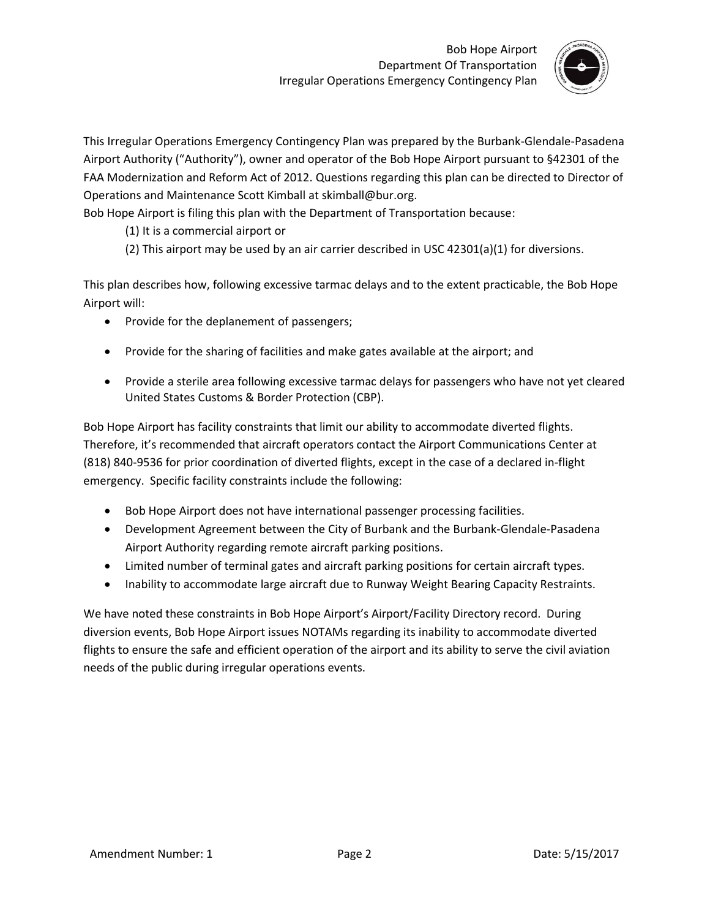This Irregular Operations Emergency Contingency Plan was prepared by the Burbank-Glendale-Pasadena Airport Authority ("Authority"), owner and operator of the Bob Hope Airport pursuant to §42301 of the FAA Modernization and Reform Act of 2012. Questions regarding this plan can be directed to Director of Operations and Maintenance Scott Kimball at skimball@bur.org.

Bob Hope Airport is filing this plan with the Department of Transportation because:

(1) It is a commercial airport or

(2) This airport may be used by an air carrier described in USC 42301(a)(1) for diversions.

This plan describes how, following excessive tarmac delays and to the extent practicable, the Bob Hope Airport will:

- Provide for the deplanement of passengers;
- Provide for the sharing of facilities and make gates available at the airport; and
- Provide a sterile area following excessive tarmac delays for passengers who have not yet cleared United States Customs & Border Protection (CBP).

Bob Hope Airport has facility constraints that limit our ability to accommodate diverted flights. Therefore, it's recommended that aircraft operators contact the Airport Communications Center at (818) 840-9536 for prior coordination of diverted flights, except in the case of a declared in-flight emergency. Specific facility constraints include the following:

- Bob Hope Airport does not have international passenger processing facilities.
- Development Agreement between the City of Burbank and the Burbank-Glendale-Pasadena Airport Authority regarding remote aircraft parking positions.
- Limited number of terminal gates and aircraft parking positions for certain aircraft types.
- Inability to accommodate large aircraft due to Runway Weight Bearing Capacity Restraints.

We have noted these constraints in Bob Hope Airport's Airport/Facility Directory record. During diversion events, Bob Hope Airport issues NOTAMs regarding its inability to accommodate diverted flights to ensure the safe and efficient operation of the airport and its ability to serve the civil aviation needs of the public during irregular operations events.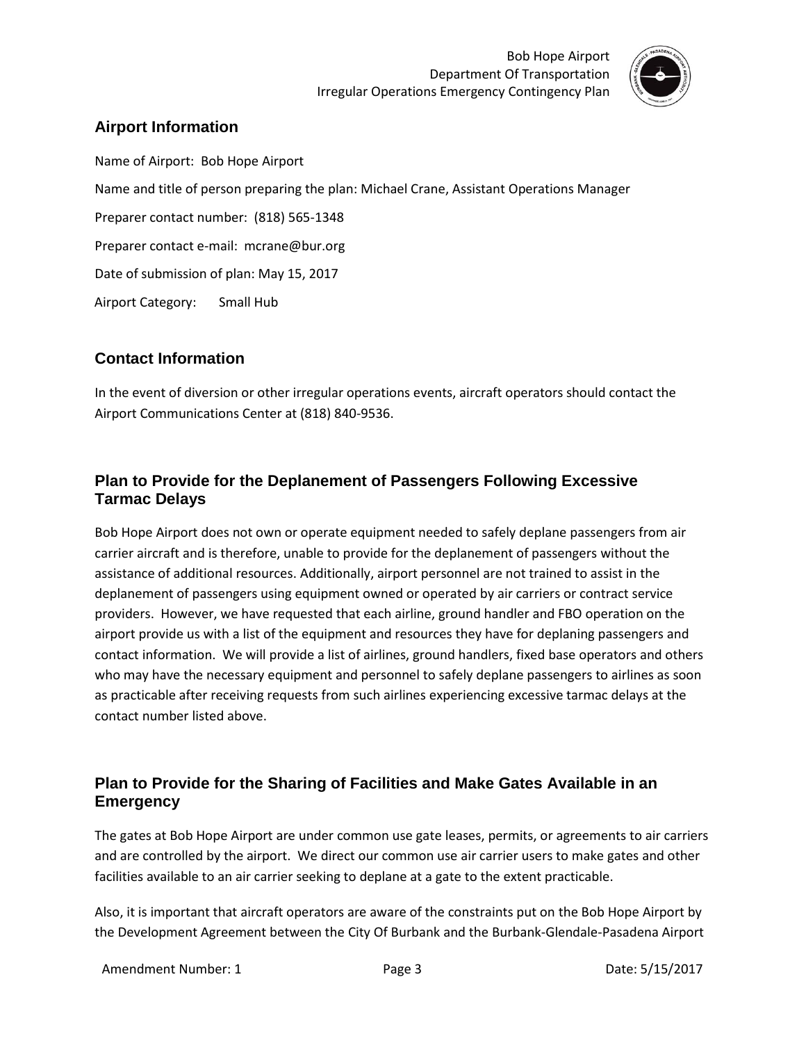## Airport Information

Name of Airport: Bob Hope Airport

Name and title of person preparing the plan: Michael Crane, Assistant Operations Manager

Preparer contact number: (818) 565-1348

Preparer contact e-mail: mcrane@bur.org

Date of submission of plan: May 15, 2017

Airport Category: Small Hub

## Contact Information

In the event of diversion or other irregular operations events, aircraft operators should contact the Airport Communications Center at (818) 840-9536.

## Plan to Provide for the Deplanement of Passengers Following Excessive Tarmac Delays

Bob Hope Airport does not own or operate equipment needed to safely deplane passengers from air carrier aircraft and is therefore, unable to provide for the deplanement of passengers without the assistance of additional resources. Additionally, airport personnel are not trained to assist in the deplanement of passengers using equipment owned or operated by air carriers or contract service providers. However, we have requested that each airline, ground handler and FBO operation on the airport provide us with a list of the equipment and resources they have for deplaning passengers and contact information. We will provide a list of airlines, ground handlers, fixed base operators and others who may have the necessary equipment and personnel to safely deplane passengers to airlines as soon as practicable after receiving requests from such airlines experiencing excessive tarmac delays at the contact number listed above.

## Plan to Provide for the Sharing of Facilities and Make Gates Available in an Emergency

The gates at Bob Hope Airport are under common use gate leases, permits, or agreements to air carriers and are controlled by the airport. We direct our common use air carrier users to make gates and other facilities available to an air carrier seeking to deplane at a gate to the extent practicable.

Also, it is important that aircraft operators are aware of the constraints put on the Bob Hope Airport by the Development Agreement between the City Of Burbank and the Burbank-Glendale-Pasadena Airport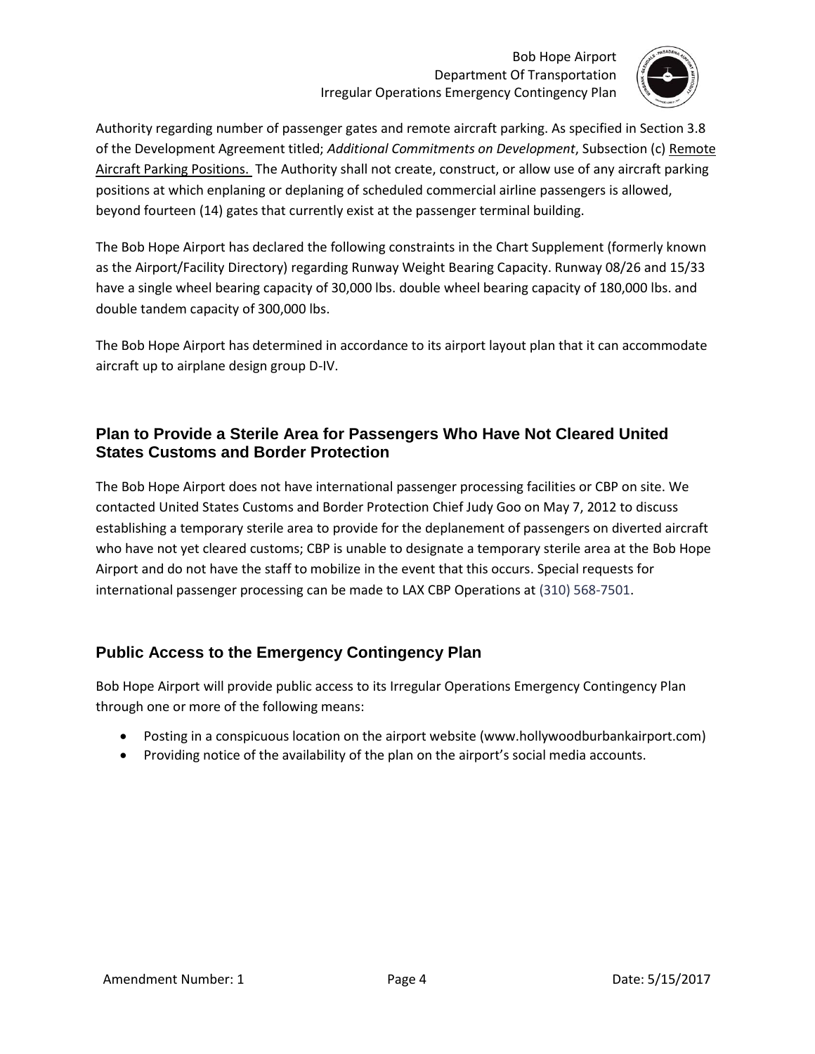Authority regarding number of passenger gates and remote aircraft parking. As specified in Section 3.8 of the Development Agreement titled; *Additional Commitments on Development*, Subsection (c) Remote Aircraft Parking Positions. The Authority shall not create, construct, or allow use of any aircraft parking positions at which enplaning or deplaning of scheduled commercial airline passengers is allowed, beyond fourteen (14) gates that currently exist at the passenger terminal building.

The Bob Hope Airport has declared the following constraints in the Chart Supplement (formerly known as the Airport/Facility Directory) regarding Runway Weight Bearing Capacity. Runway 08/26 and 15/33 have a single wheel bearing capacity of 30,000 lbs. double wheel bearing capacity of 180,000 lbs. and double tandem capacity of 300,000 lbs.

The Bob Hope Airport has determined in accordance to its airport layout plan that it can accommodate aircraft up to airplane design group D-IV.

## Plan to Provide a Sterile Area for Passengers Who Have Not Cleared United States Customs and Border Protection

The Bob Hope Airport does not have international passenger processing facilities or CBP on site. We contacted United States Customs and Border Protection Chief Judy Goo on May 7, 2012 to discuss establishing a temporary sterile area to provide for the deplanement of passengers on diverted aircraft who have not yet cleared customs; CBP is unable to designate a temporary sterile area at the Bob Hope Airport and do not have the staff to mobilize in the event that this occurs. Special requests for international passenger processing can be made to LAX CBP Operations at (310) 568-7501.

## Public Access to the Emergency Contingency Plan

Bob Hope Airport will provide public access to its Irregular Operations Emergency Contingency Plan through one or more of the following means:

- Posting in a conspicuous location on the airport website (www.hollywoodburbankairport.com)
- Providing notice of the availability of the plan on the airport's social media accounts.